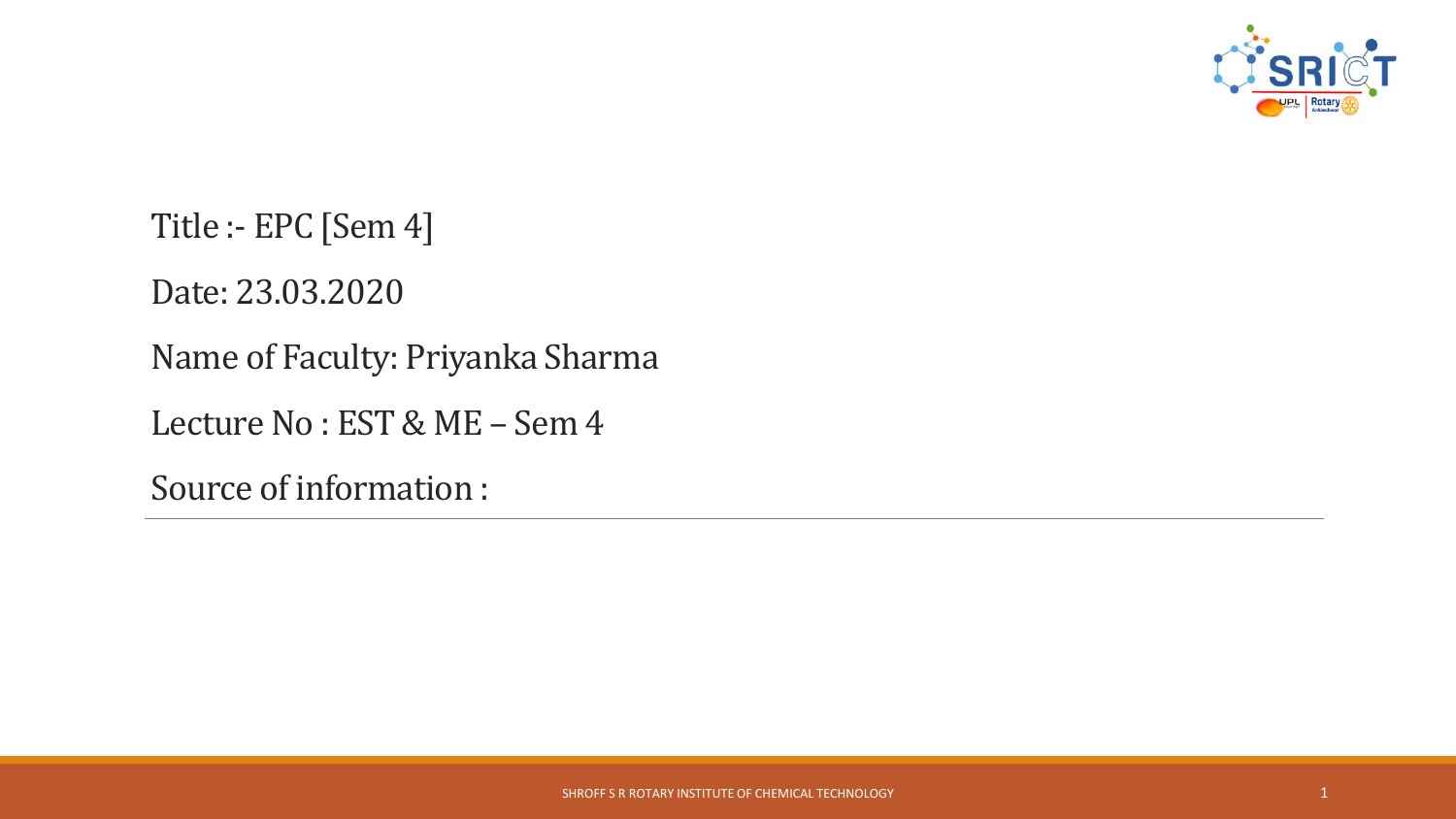Title :- EPC [Sem 4]

Date: 23.03.2020

Name of Faculty: Priyanka Sharma

Lecture No : EST & ME – Sem 4

Source of information :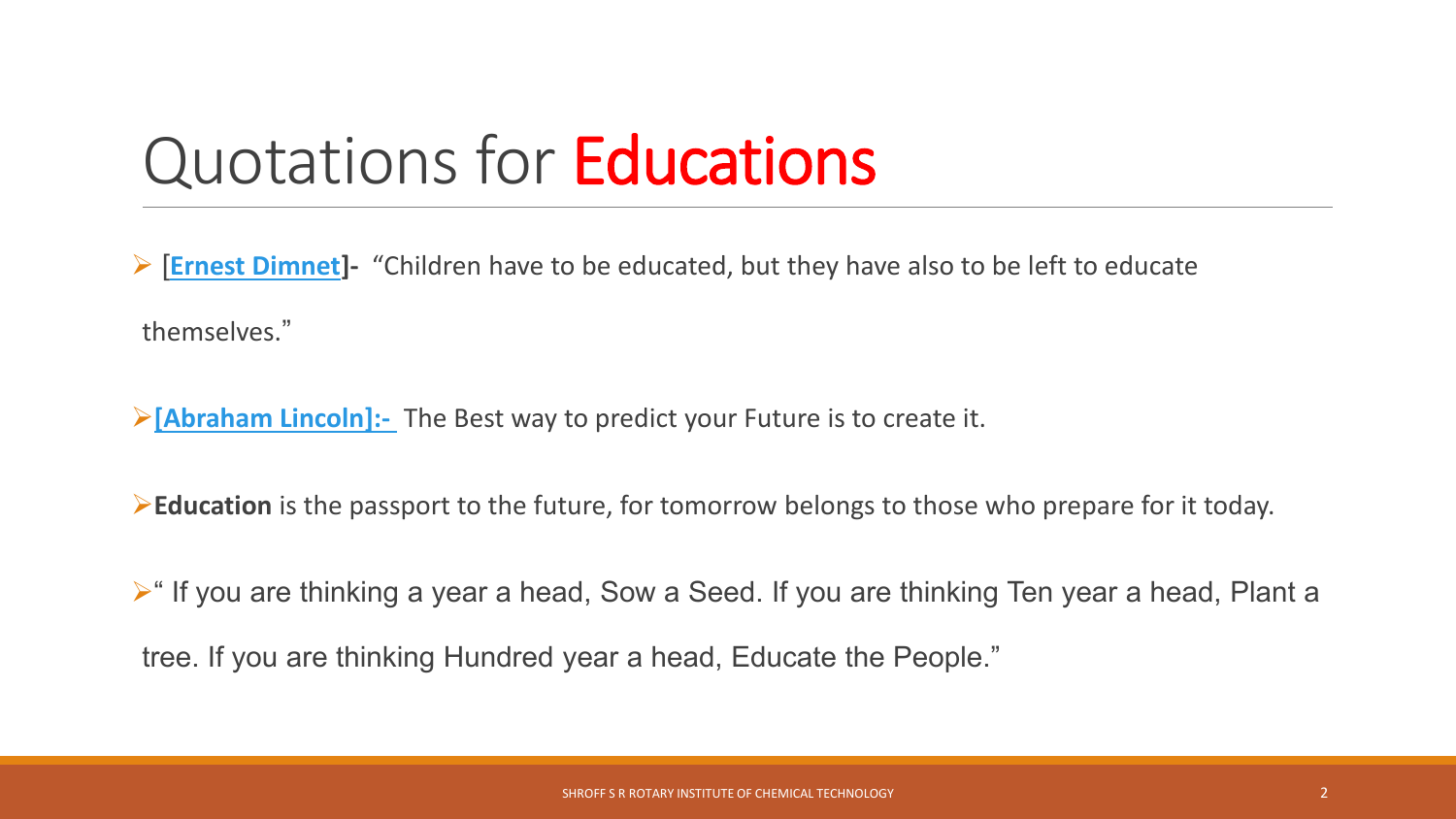# Quotations for **Educations**

- **[Ernest Dimnet]-** "Children have to be educated, but they have also to be left to educate themselves."

- **[Abraham Lincoln]:-** The Best way to predict your Future is to create it.

- **Education** is the passport to the future, for tomorrow belongs to those who prepare for it today.

- " If you are thinking a year a head, Sow a Seed. If you are thinking Ten year a head, Plant a tree. If you are thinking Hundred year a head, Educate the People."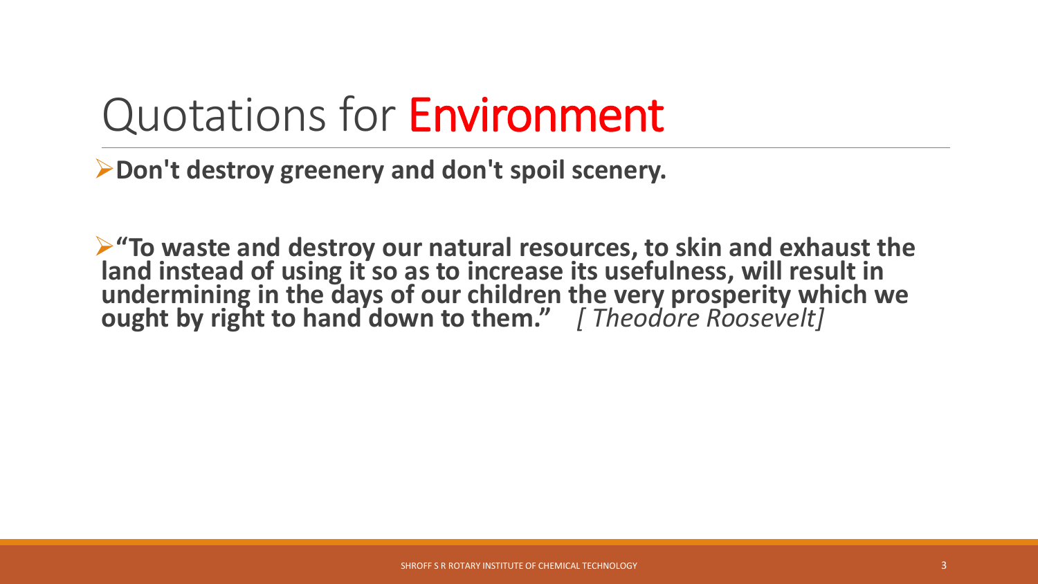# Quotations for Environment

- **Don't destroy greenery and don't spoil scenery.**

- **"To waste and destroy our natural resources, to skin and exhaust the land instead of using it so as to increase its usefulness, will result in undermining in the days of our children the very prosperity which we ought by right to hand down to them."** *[ Theodore Roosevelt]*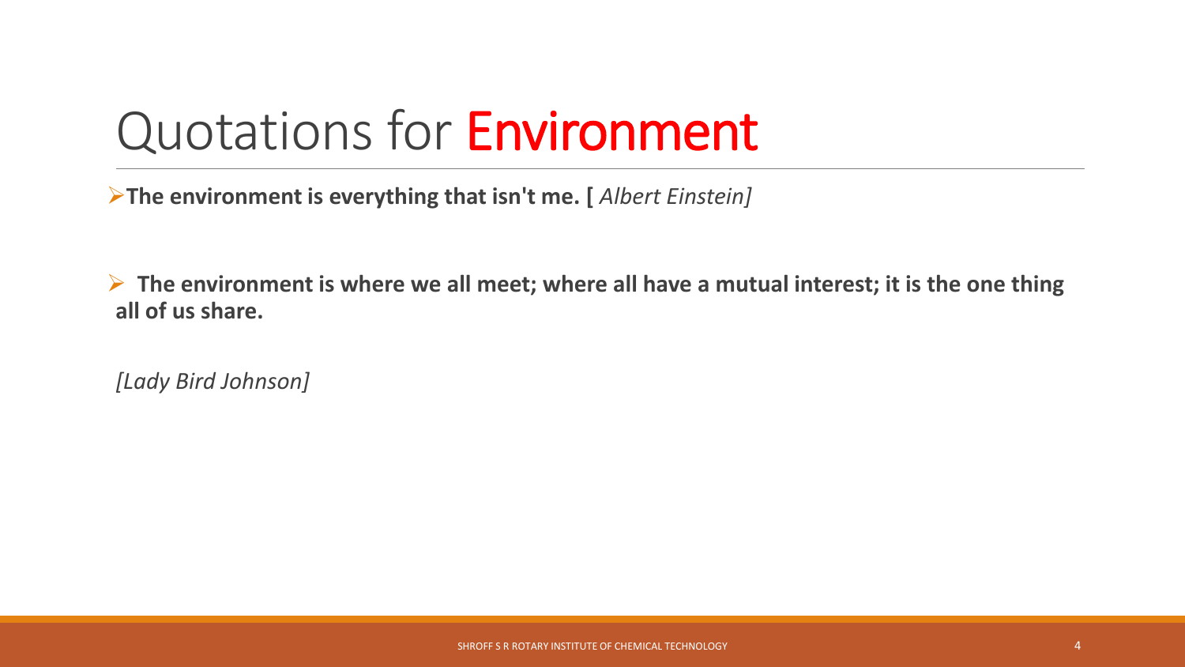# Quotations for Environment

- **The environment is everything that isn't me. [** *Albert Einstein]*

- **The environment is where we all meet; where all have a mutual interest; it is the one thing all of us share.**

*[Lady Bird Johnson]*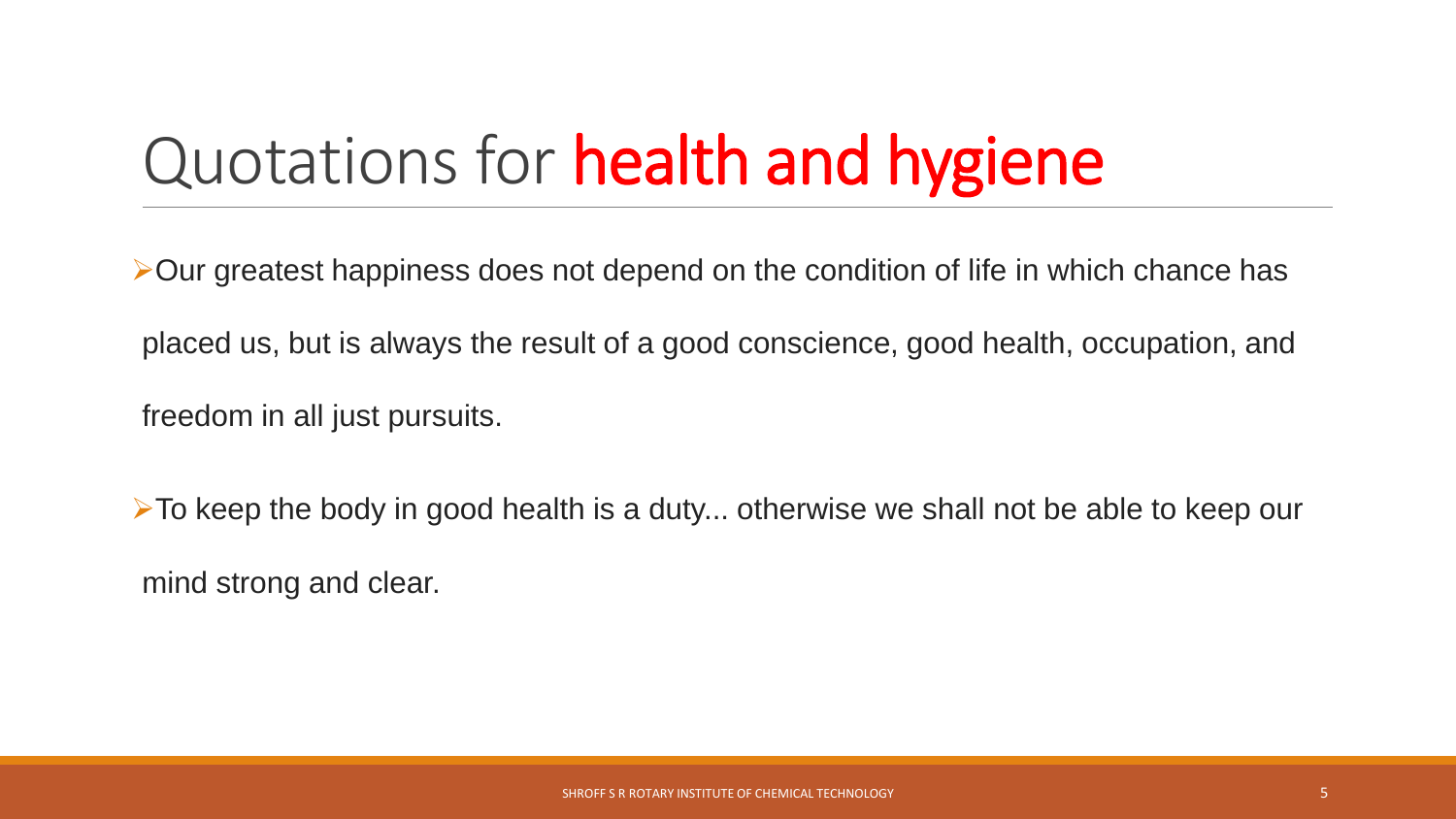# Quotations for health and hygiene

- Our greatest happiness does not depend on the condition of life in which chance has placed us, but is always the result of a good conscience, good health, occupation, and freedom in all just pursuits.
- To keep the body in good health is a duty... otherwise we shall not be able to keep our mind strong and clear.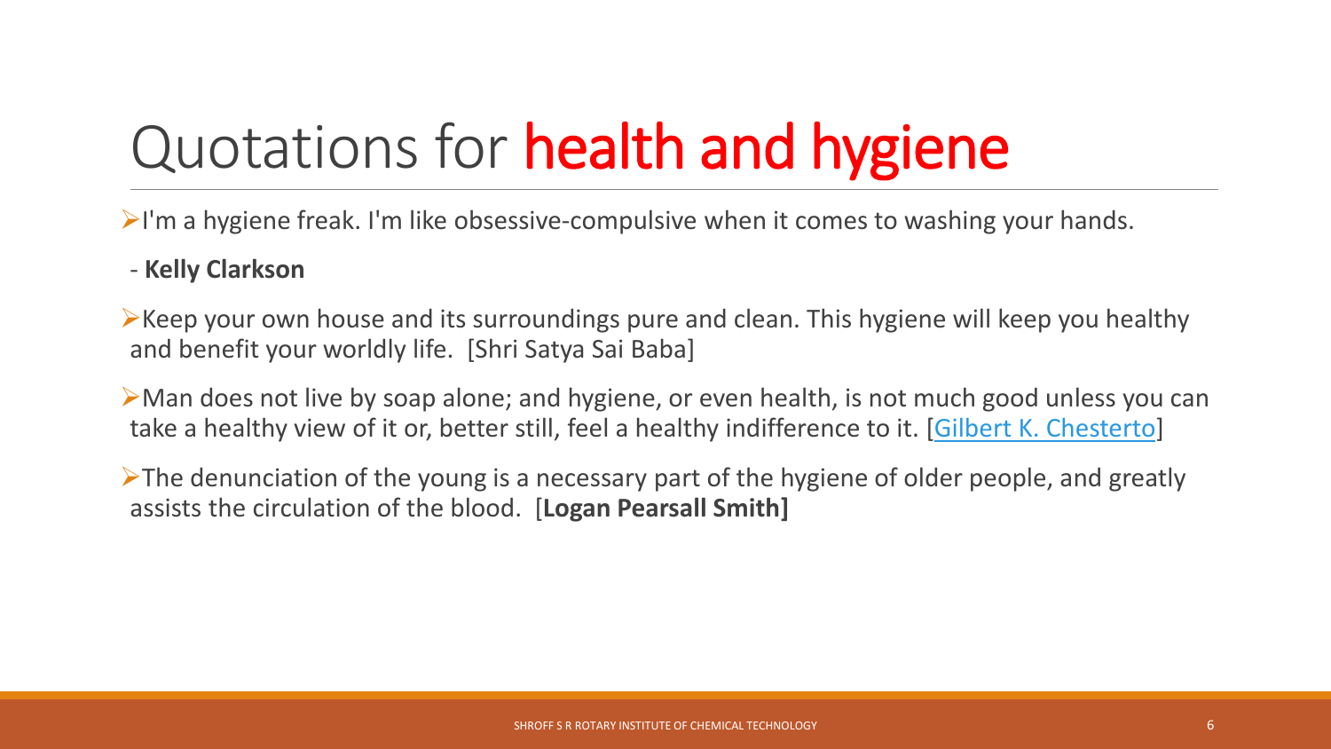# Quotations for health and hygiene

- I'm a hygiene freak. I'm like obsessive-compulsive when it comes to washing your hands.

  - **Kelly Clarkson**

- Keep your own house and its surroundings pure and clean. This hygiene will keep you healthy and benefit your worldly life. [Shri Satya Sai Baba]
- Man does not live by soap alone; and hygiene, or even health, is not much good unless you can take a healthy view of it or, better still, feel a healthy indifference to it. [Gilbert K. Chesterto]
- The denunciation of the young is a necessary part of the hygiene of older people, and greatly assists the circulation of the blood. [**Logan Pearsall Smith]**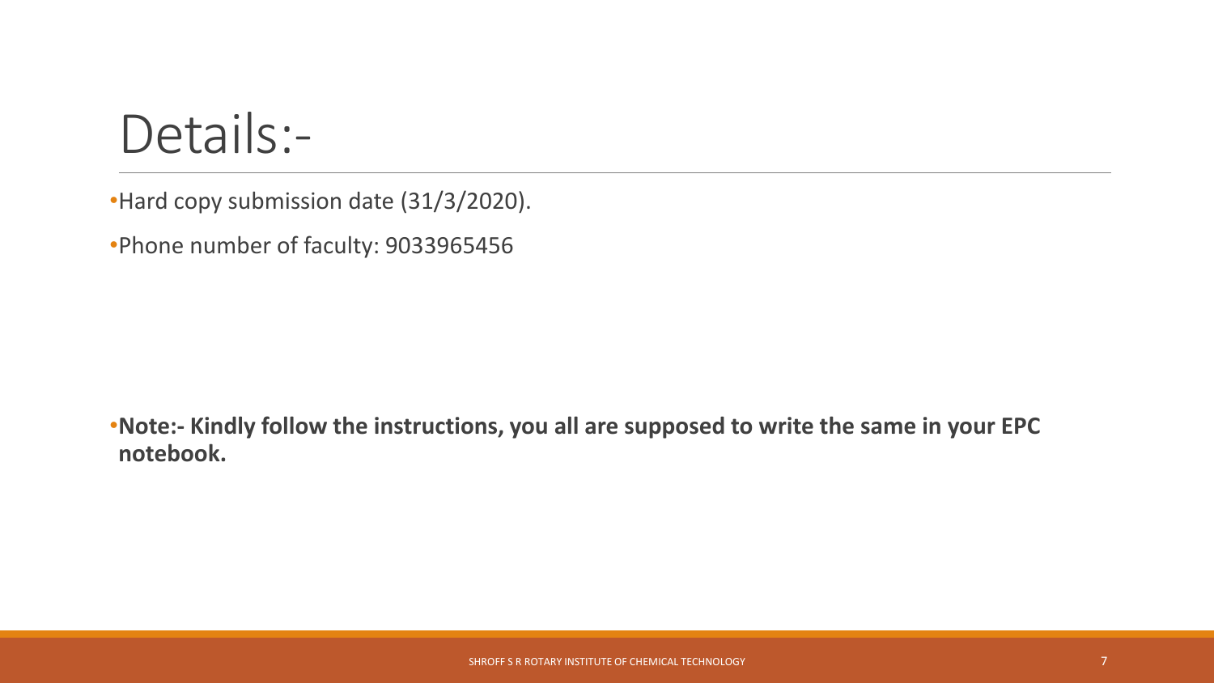# Details:-

- Hard copy submission date (31/3/2020).
- Phone number of faculty: 9033965456

- **Note:- Kindly follow the instructions, you all are supposed to write the same in your EPC notebook.**